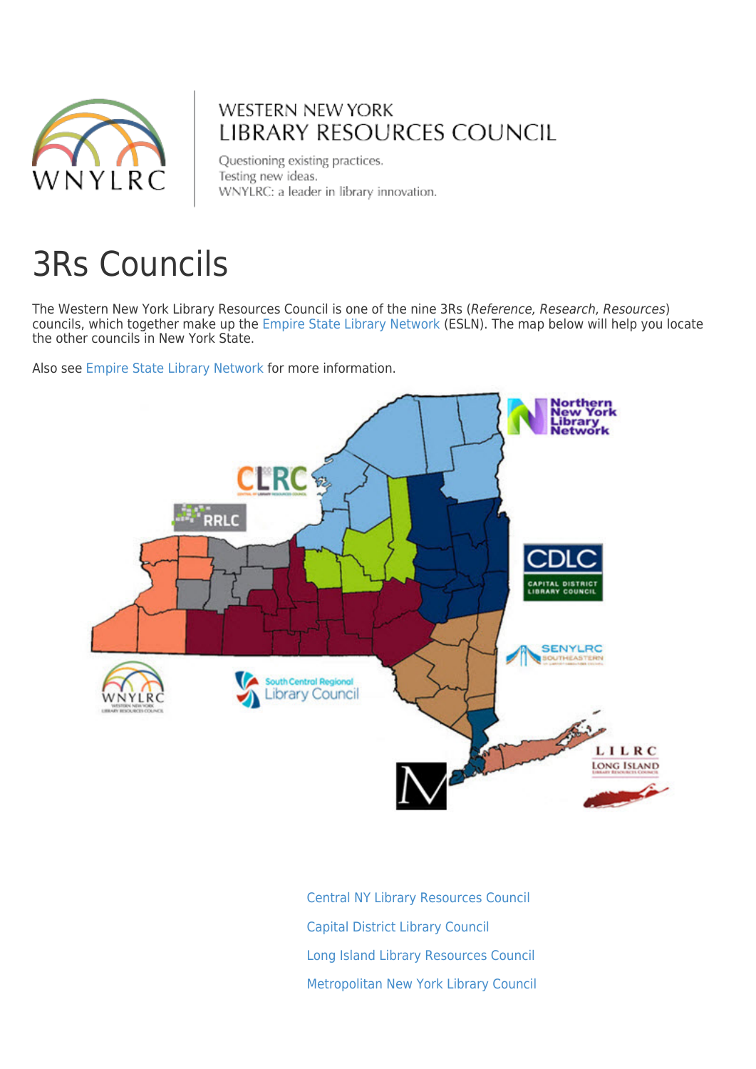WESTERN NEW YORK
LIBRARY RESOURCES COUNCIL

Questioning existing practices.
Testing new ideas.
WNYLRC: a leader in library innovation.

# 3Rs Councils

The Western New York Library Resources Council is one of the nine 3Rs (*Reference, Research, Resources*) councils, which together make up the Empire State Library Network (ESLN). The map below will help you locate the other councils in New York State.

Also see Empire State Library Network for more information.

Central NY Library Resources Council

Capital District Library Council

Long Island Library Resources Council

Metropolitan New York Library Council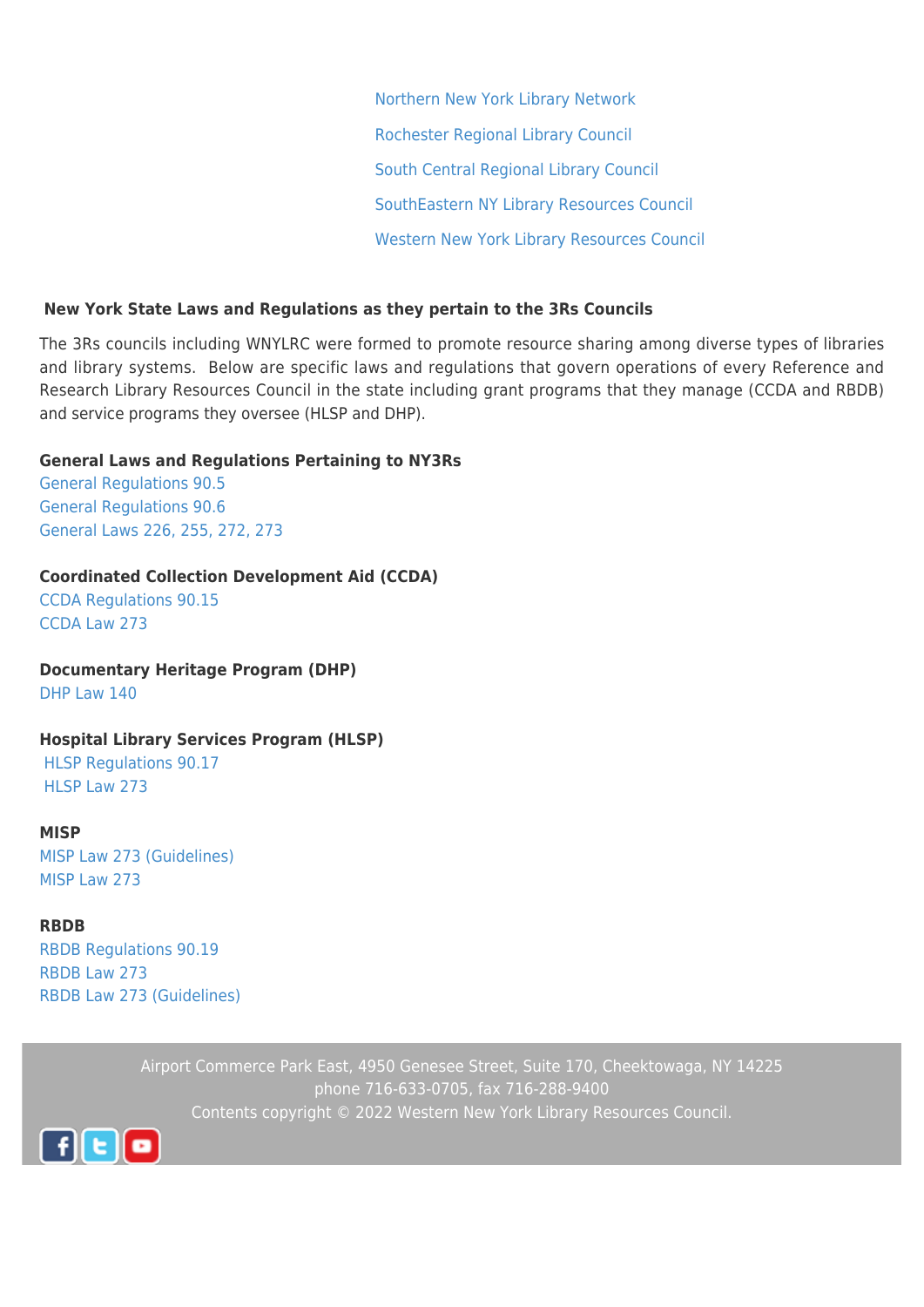- Northern New York Library Network
- Rochester Regional Library Council
- South Central Regional Library Council
- SouthEastern NY Library Resources Council
- Western New York Library Resources Council

**New York State Laws and Regulations as they pertain to the 3Rs Councils**

The 3Rs councils including WNYLRC were formed to promote resource sharing among diverse types of libraries and library systems. Below are specific laws and regulations that govern operations of every Reference and Research Library Resources Council in the state including grant programs that they manage (CCDA and RBDB) and service programs they oversee (HLSP and DHP).

**General Laws and Regulations Pertaining to NY3Rs**
General Regulations 90.5
General Regulations 90.6
General Laws 226, 255, 272, 273

**Coordinated Collection Development Aid (CCDA)**
CCDA Regulations 90.15
CCDA Law 273

**Documentary Heritage Program (DHP)**
DHP Law 140

**Hospital Library Services Program (HLSP)**
HLSP Regulations 90.17
HLSP Law 273

**MISP**
MISP Law 273 (Guidelines)
MISP Law 273

**RBDB**
RBDB Regulations 90.19
RBDB Law 273
RBDB Law 273 (Guidelines)

Airport Commerce Park East, 4950 Genesee Street, Suite 170, Cheektowaga, NY 14225
phone 716-633-0705, fax 716-288-9400
Contents copyright © 2022 Western New York Library Resources Council.